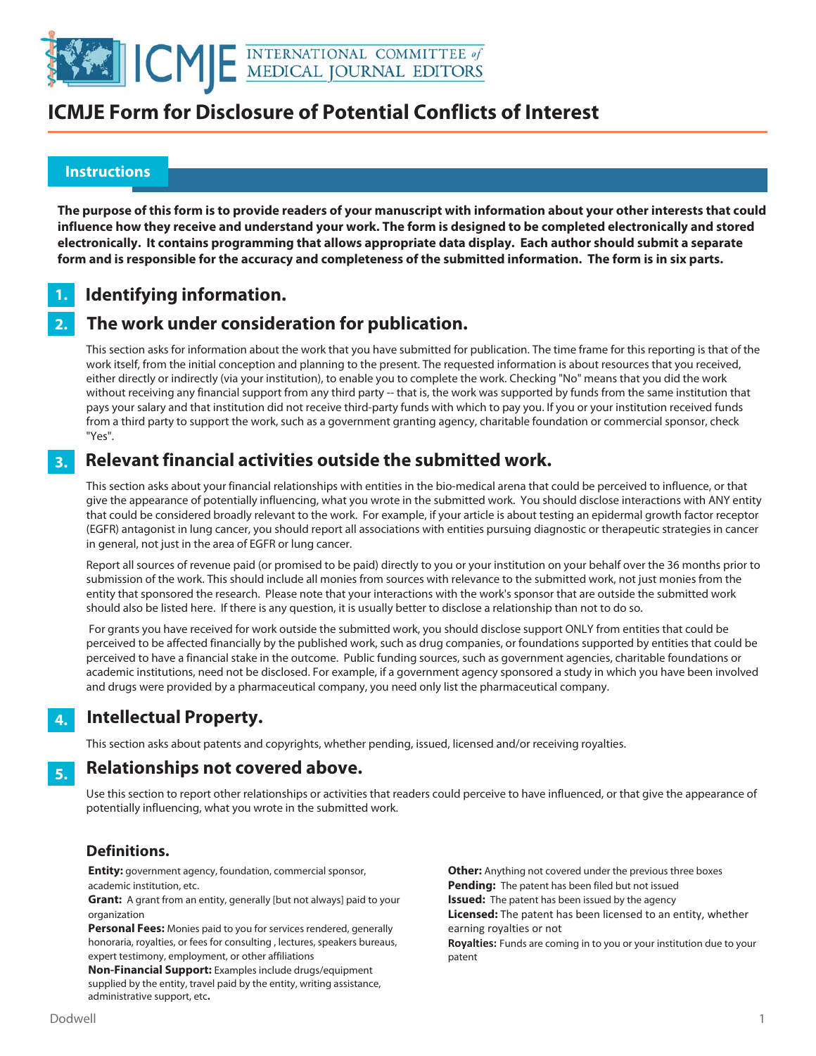# ICMJE Form for Disclosure of Potential Conflicts of Interest

## Instructions

**The purpose of this form is to provide readers of your manuscript with information about your other interests that could influence how they receive and understand your work. The form is designed to be completed electronically and stored electronically. It contains programming that allows appropriate data display. Each author should submit a separate form and is responsible for the accuracy and completeness of the submitted information. The form is in six parts.**

### 1. Identifying information.

### 2. The work under consideration for publication.

This section asks for information about the work that you have submitted for publication. The time frame for this reporting is that of the work itself, from the initial conception and planning to the present. The requested information is about resources that you received, either directly or indirectly (via your institution), to enable you to complete the work. Checking "No" means that you did the work without receiving any financial support from any third party -- that is, the work was supported by funds from the same institution that pays your salary and that institution did not receive third-party funds with which to pay you. If you or your institution received funds from a third party to support the work, such as a government granting agency, charitable foundation or commercial sponsor, check "Yes".

### 3. Relevant financial activities outside the submitted work.

This section asks about your financial relationships with entities in the bio-medical arena that could be perceived to influence, or that give the appearance of potentially influencing, what you wrote in the submitted work. You should disclose interactions with ANY entity that could be considered broadly relevant to the work. For example, if your article is about testing an epidermal growth factor receptor (EGFR) antagonist in lung cancer, you should report all associations with entities pursuing diagnostic or therapeutic strategies in cancer in general, not just in the area of EGFR or lung cancer.

Report all sources of revenue paid (or promised to be paid) directly to you or your institution on your behalf over the 36 months prior to submission of the work. This should include all monies from sources with relevance to the submitted work, not just monies from the entity that sponsored the research. Please note that your interactions with the work's sponsor that are outside the submitted work should also be listed here. If there is any question, it is usually better to disclose a relationship than not to do so.

For grants you have received for work outside the submitted work, you should disclose support ONLY from entities that could be perceived to be affected financially by the published work, such as drug companies, or foundations supported by entities that could be perceived to have a financial stake in the outcome. Public funding sources, such as government agencies, charitable foundations or academic institutions, need not be disclosed. For example, if a government agency sponsored a study in which you have been involved and drugs were provided by a pharmaceutical company, you need only list the pharmaceutical company.

### 4. Intellectual Property.

This section asks about patents and copyrights, whether pending, issued, licensed and/or receiving royalties.

### 5. Relationships not covered above.

Use this section to report other relationships or activities that readers could perceive to have influenced, or that give the appearance of potentially influencing, what you wrote in the submitted work.

### Definitions.

**Entity:** government agency, foundation, commercial sponsor, academic institution, etc.

**Grant:** A grant from an entity, generally [but not always] paid to your organization

**Personal Fees:** Monies paid to you for services rendered, generally honoraria, royalties, or fees for consulting , lectures, speakers bureaus, expert testimony, employment, or other affiliations

**Non-Financial Support:** Examples include drugs/equipment supplied by the entity, travel paid by the entity, writing assistance, administrative support, etc**.**

**Other:** Anything not covered under the previous three boxes

**Pending:** The patent has been filed but not issued

**Issued:** The patent has been issued by the agency

**Licensed:** The patent has been licensed to an entity, whether earning royalties or not

**Royalties:** Funds are coming in to you or your institution due to your patent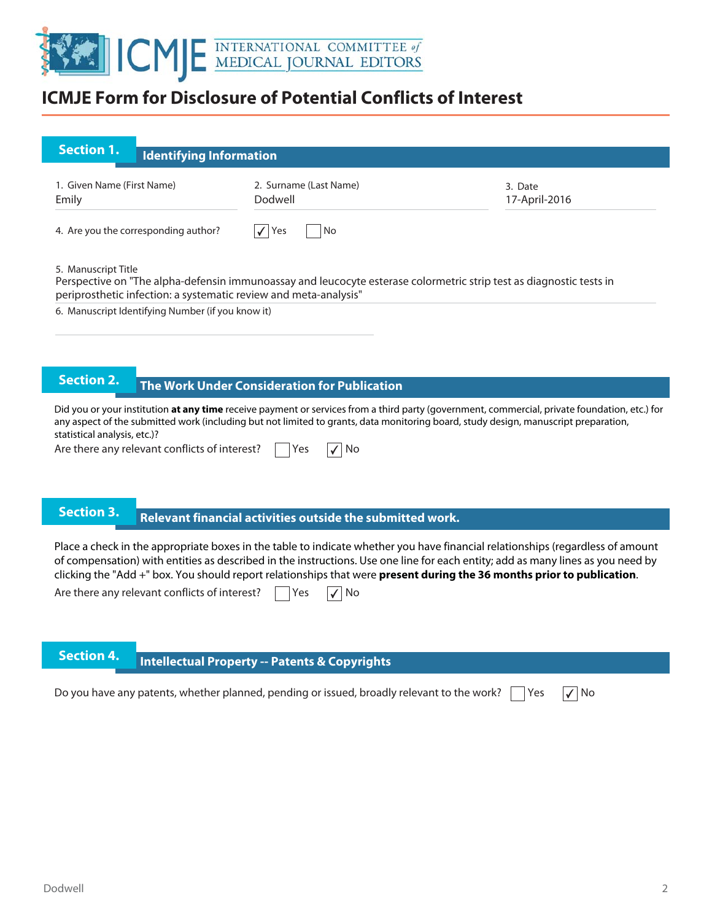# ICMJE Form for Disclosure of Potential Conflicts of Interest

## Section 1. Identifying Information

1. Given Name (First Name)
Emily

2. Surname (Last Name)
Dodwell

3. Date
17-April-2016

4. Are you the corresponding author? ☑ Yes ☐ No

5. Manuscript Title
Perspective on "The alpha-defensin immunoassay and leucocyte esterase colormetric strip test as diagnostic tests in periprosthetic infection: a systematic review and meta-analysis"

6. Manuscript Identifying Number (if you know it)

## Section 2. The Work Under Consideration for Publication

Did you or your institution **at any time** receive payment or services from a third party (government, commercial, private foundation, etc.) for any aspect of the submitted work (including but not limited to grants, data monitoring board, study design, manuscript preparation, statistical analysis, etc.)?

Are there any relevant conflicts of interest? ☐ Yes ☑ No

## Section 3. Relevant financial activities outside the submitted work.

Place a check in the appropriate boxes in the table to indicate whether you have financial relationships (regardless of amount of compensation) with entities as described in the instructions. Use one line for each entity; add as many lines as you need by clicking the "Add +" box. You should report relationships that were **present during the 36 months prior to publication**.

Are there any relevant conflicts of interest? ☐ Yes ☑ No

## Section 4. Intellectual Property -- Patents & Copyrights

Do you have any patents, whether planned, pending or issued, broadly relevant to the work? ☐ Yes ☑ No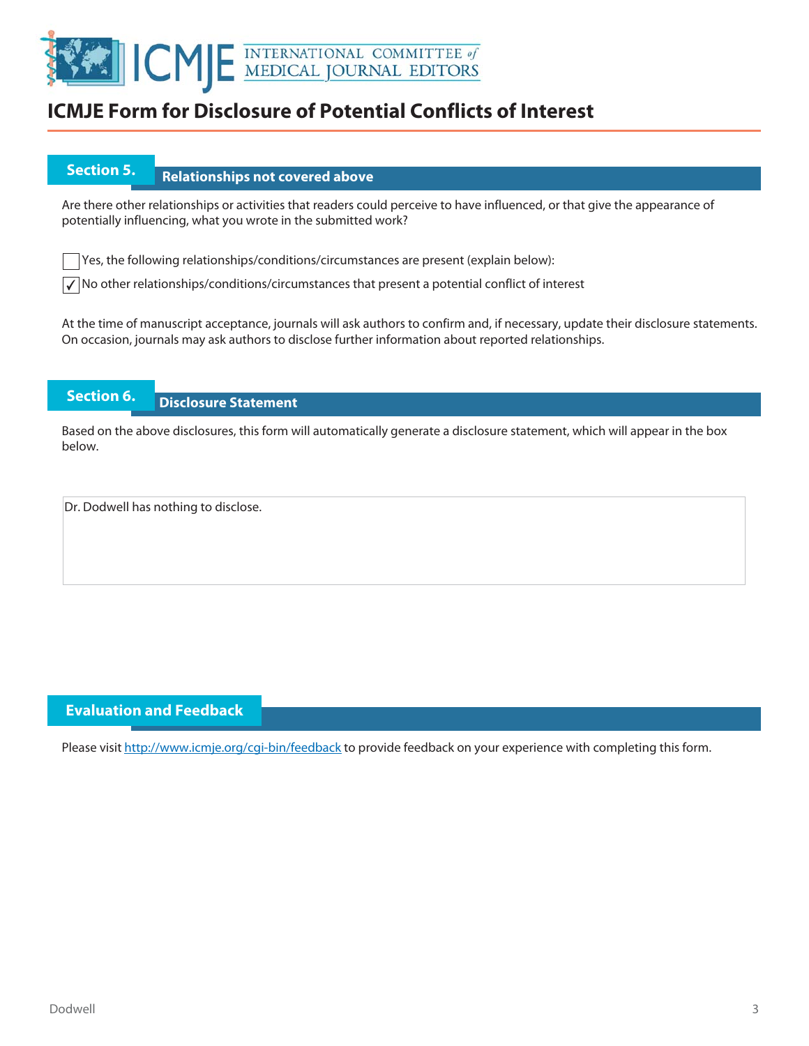# ICMJE Form for Disclosure of Potential Conflicts of Interest

## Section 5. Relationships not covered above

Are there other relationships or activities that readers could perceive to have influenced, or that give the appearance of potentially influencing, what you wrote in the submitted work?

☐ Yes, the following relationships/conditions/circumstances are present (explain below):

☑ No other relationships/conditions/circumstances that present a potential conflict of interest

At the time of manuscript acceptance, journals will ask authors to confirm and, if necessary, update their disclosure statements. On occasion, journals may ask authors to disclose further information about reported relationships.

## Section 6. Disclosure Statement

Based on the above disclosures, this form will automatically generate a disclosure statement, which will appear in the box below.

Dr. Dodwell has nothing to disclose.

## Evaluation and Feedback

Please visit http://www.icmje.org/cgi-bin/feedback to provide feedback on your experience with completing this form.